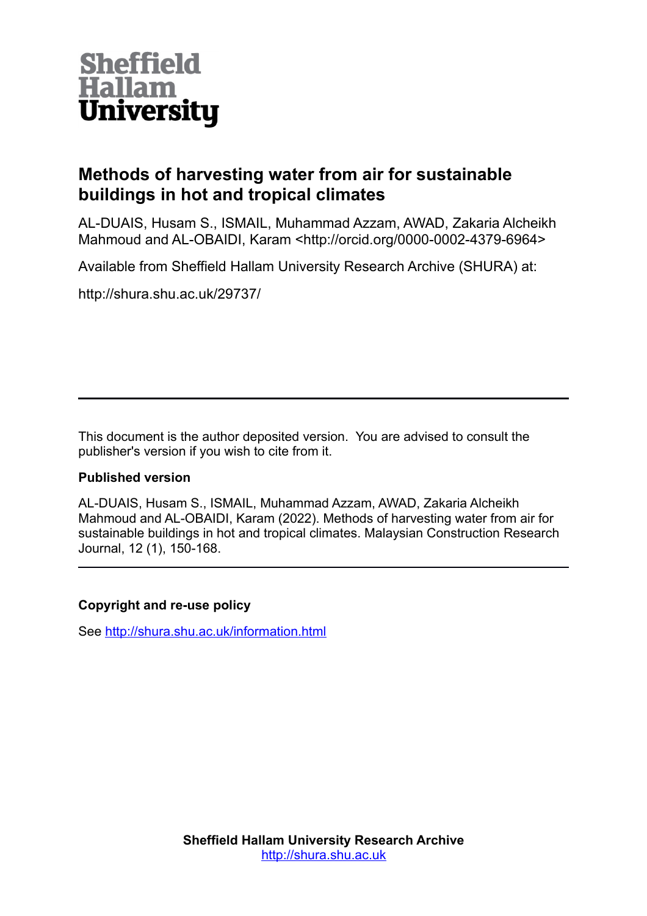Sheffield Hallam University

# Methods of harvesting water from air for sustainable buildings in hot and tropical climates

AL-DUAIS, Husam S., ISMAIL, Muhammad Azzam, AWAD, Zakaria Alcheikh Mahmoud and AL-OBAIDI, Karam <http://orcid.org/0000-0002-4379-6964>

Available from Sheffield Hallam University Research Archive (SHURA) at:

http://shura.shu.ac.uk/29737/

---

This document is the author deposited version. You are advised to consult the publisher's version if you wish to cite from it.

**Published version**

AL-DUAIS, Husam S., ISMAIL, Muhammad Azzam, AWAD, Zakaria Alcheikh Mahmoud and AL-OBAIDI, Karam (2022). Methods of harvesting water from air for sustainable buildings in hot and tropical climates. Malaysian Construction Research Journal, 12 (1), 150-168.

---

**Copyright and re-use policy**

See http://shura.shu.ac.uk/information.html

**Sheffield Hallam University Research Archive**
http://shura.shu.ac.uk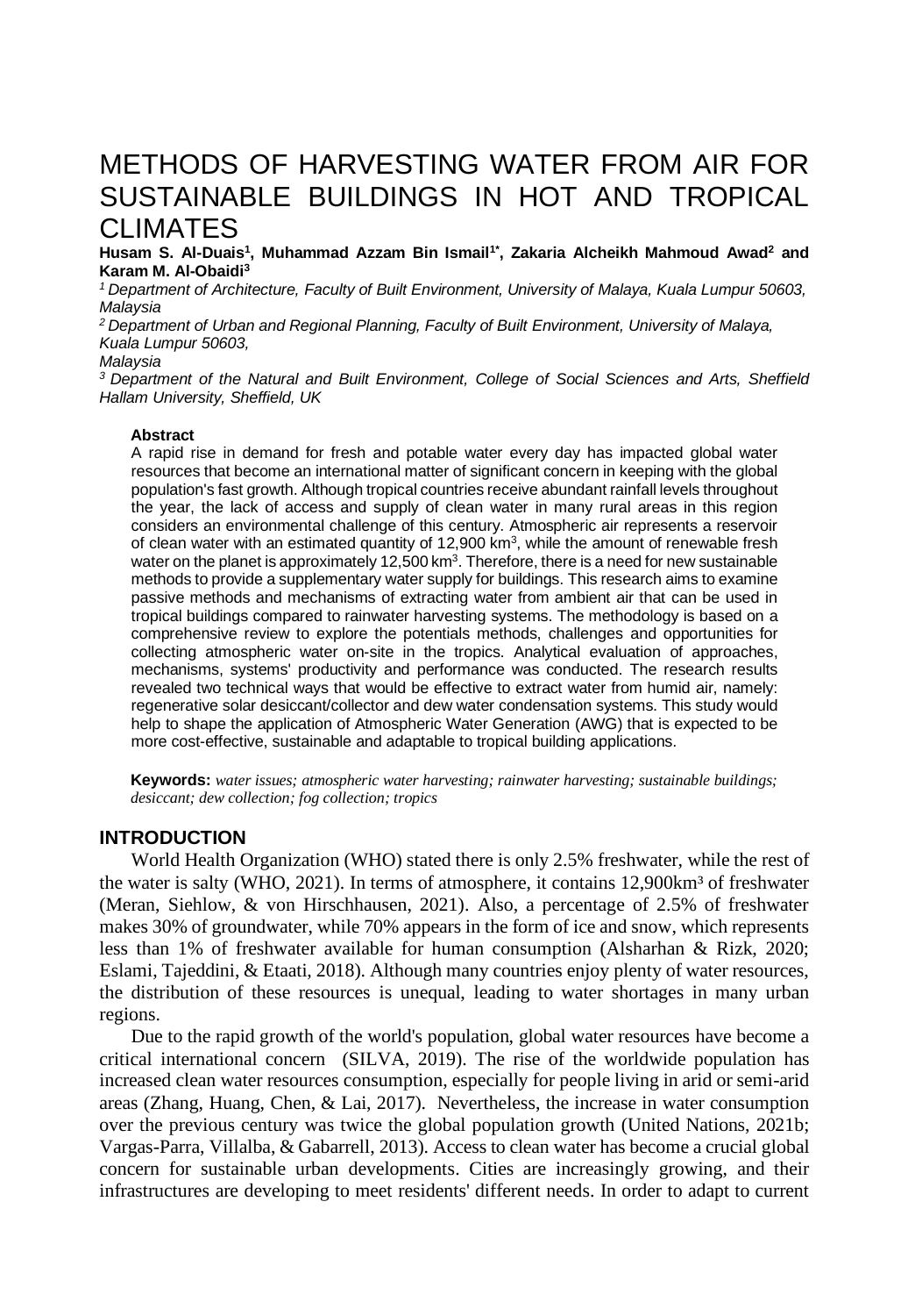# METHODS OF HARVESTING WATER FROM AIR FOR SUSTAINABLE BUILDINGS IN HOT AND TROPICAL CLIMATES

**Husam S. Al-Duais[1], Muhammad Azzam Bin Ismail[1*], Zakaria Alcheikh Mahmoud Awad[2] and Karam M. Al-Obaidi[3]**

*[1] Department of Architecture, Faculty of Built Environment, University of Malaya, Kuala Lumpur 50603, Malaysia*

*[2] Department of Urban and Regional Planning, Faculty of Built Environment, University of Malaya, Kuala Lumpur 50603, Malaysia*

*[3] Department of the Natural and Built Environment, College of Social Sciences and Arts, Sheffield Hallam University, Sheffield, UK*

**Abstract**

A rapid rise in demand for fresh and potable water every day has impacted global water resources that become an international matter of significant concern in keeping with the global population's fast growth. Although tropical countries receive abundant rainfall levels throughout the year, the lack of access and supply of clean water in many rural areas in this region considers an environmental challenge of this century. Atmospheric air represents a reservoir of clean water with an estimated quantity of 12,900 km$^3$, while the amount of renewable fresh water on the planet is approximately 12,500 km$^3$. Therefore, there is a need for new sustainable methods to provide a supplementary water supply for buildings. This research aims to examine passive methods and mechanisms of extracting water from ambient air that can be used in tropical buildings compared to rainwater harvesting systems. The methodology is based on a comprehensive review to explore the potentials methods, challenges and opportunities for collecting atmospheric water on-site in the tropics. Analytical evaluation of approaches, mechanisms, systems' productivity and performance was conducted. The research results revealed two technical ways that would be effective to extract water from humid air, namely: regenerative solar desiccant/collector and dew water condensation systems. This study would help to shape the application of Atmospheric Water Generation (AWG) that is expected to be more cost-effective, sustainable and adaptable to tropical building applications.

**Keywords:** *water issues; atmospheric water harvesting; rainwater harvesting; sustainable buildings; desiccant; dew collection; fog collection; tropics*

## INTRODUCTION

World Health Organization (WHO) stated there is only 2.5% freshwater, while the rest of the water is salty (WHO, 2021). In terms of atmosphere, it contains 12,900km³ of freshwater (Meran, Siehlow, & von Hirschhausen, 2021). Also, a percentage of 2.5% of freshwater makes 30% of groundwater, while 70% appears in the form of ice and snow, which represents less than 1% of freshwater available for human consumption (Alsharhan & Rizk, 2020; Eslami, Tajeddini, & Etaati, 2018). Although many countries enjoy plenty of water resources, the distribution of these resources is unequal, leading to water shortages in many urban regions.

Due to the rapid growth of the world's population, global water resources have become a critical international concern (SILVA, 2019). The rise of the worldwide population has increased clean water resources consumption, especially for people living in arid or semi-arid areas (Zhang, Huang, Chen, & Lai, 2017). Nevertheless, the increase in water consumption over the previous century was twice the global population growth (United Nations, 2021b; Vargas-Parra, Villalba, & Gabarrell, 2013). Access to clean water has become a crucial global concern for sustainable urban developments. Cities are increasingly growing, and their infrastructures are developing to meet residents' different needs. In order to adapt to current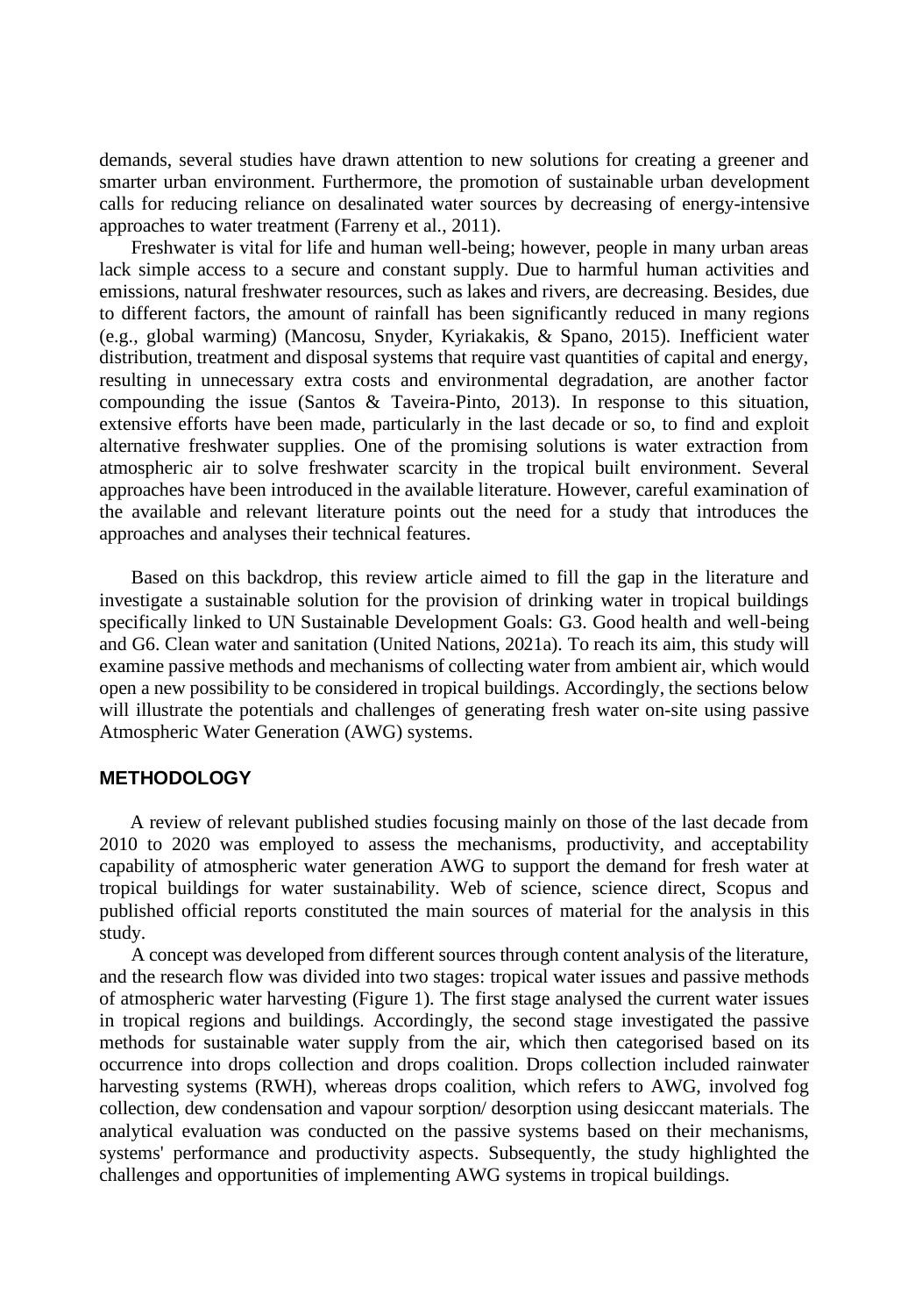demands, several studies have drawn attention to new solutions for creating a greener and smarter urban environment. Furthermore, the promotion of sustainable urban development calls for reducing reliance on desalinated water sources by decreasing of energy-intensive approaches to water treatment (Farreny et al., 2011).

Freshwater is vital for life and human well-being; however, people in many urban areas lack simple access to a secure and constant supply. Due to harmful human activities and emissions, natural freshwater resources, such as lakes and rivers, are decreasing. Besides, due to different factors, the amount of rainfall has been significantly reduced in many regions (e.g., global warming) (Mancosu, Snyder, Kyriakakis, & Spano, 2015). Inefficient water distribution, treatment and disposal systems that require vast quantities of capital and energy, resulting in unnecessary extra costs and environmental degradation, are another factor compounding the issue (Santos & Taveira-Pinto, 2013). In response to this situation, extensive efforts have been made, particularly in the last decade or so, to find and exploit alternative freshwater supplies. One of the promising solutions is water extraction from atmospheric air to solve freshwater scarcity in the tropical built environment. Several approaches have been introduced in the available literature. However, careful examination of the available and relevant literature points out the need for a study that introduces the approaches and analyses their technical features.

Based on this backdrop, this review article aimed to fill the gap in the literature and investigate a sustainable solution for the provision of drinking water in tropical buildings specifically linked to UN Sustainable Development Goals: G3. Good health and well-being and G6. Clean water and sanitation (United Nations, 2021a). To reach its aim, this study will examine passive methods and mechanisms of collecting water from ambient air, which would open a new possibility to be considered in tropical buildings. Accordingly, the sections below will illustrate the potentials and challenges of generating fresh water on-site using passive Atmospheric Water Generation (AWG) systems.

## METHODOLOGY

A review of relevant published studies focusing mainly on those of the last decade from 2010 to 2020 was employed to assess the mechanisms, productivity, and acceptability capability of atmospheric water generation AWG to support the demand for fresh water at tropical buildings for water sustainability. Web of science, science direct, Scopus and published official reports constituted the main sources of material for the analysis in this study.

A concept was developed from different sources through content analysis of the literature, and the research flow was divided into two stages: tropical water issues and passive methods of atmospheric water harvesting (Figure 1). The first stage analysed the current water issues in tropical regions and buildings. Accordingly, the second stage investigated the passive methods for sustainable water supply from the air, which then categorised based on its occurrence into drops collection and drops coalition. Drops collection included rainwater harvesting systems (RWH), whereas drops coalition, which refers to AWG, involved fog collection, dew condensation and vapour sorption/ desorption using desiccant materials. The analytical evaluation was conducted on the passive systems based on their mechanisms, systems' performance and productivity aspects. Subsequently, the study highlighted the challenges and opportunities of implementing AWG systems in tropical buildings.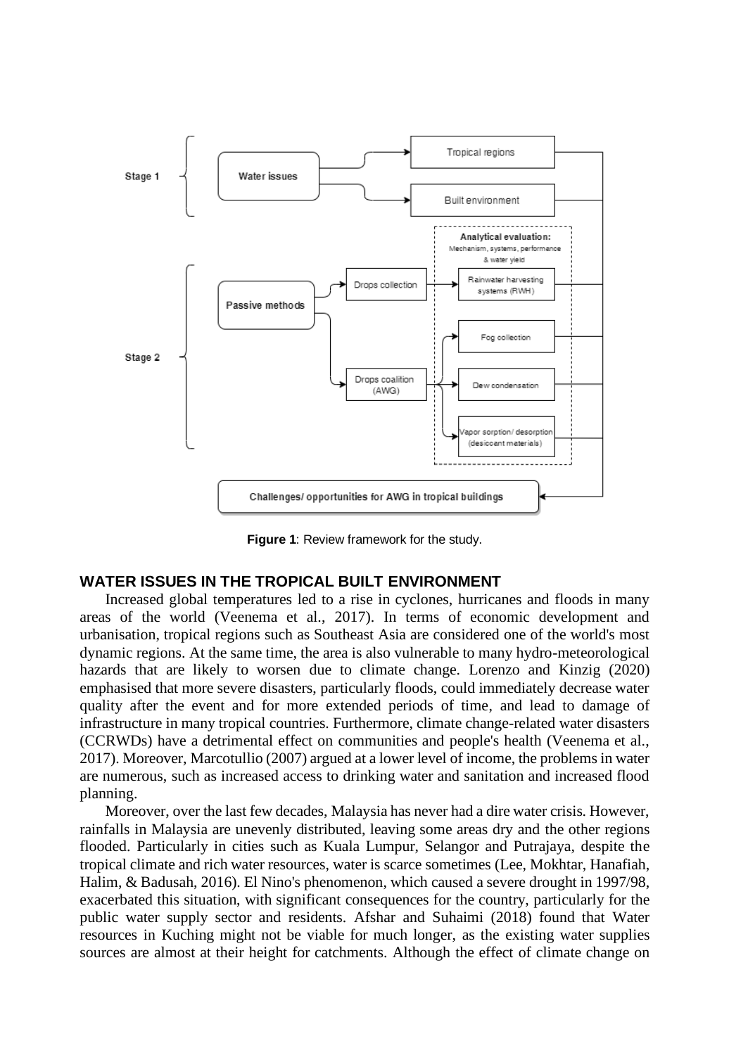**Figure 1**: Review framework for the study.

## WATER ISSUES IN THE TROPICAL BUILT ENVIRONMENT

Increased global temperatures led to a rise in cyclones, hurricanes and floods in many areas of the world (Veenema et al., 2017). In terms of economic development and urbanisation, tropical regions such as Southeast Asia are considered one of the world's most dynamic regions. At the same time, the area is also vulnerable to many hydro-meteorological hazards that are likely to worsen due to climate change. Lorenzo and Kinzig (2020) emphasised that more severe disasters, particularly floods, could immediately decrease water quality after the event and for more extended periods of time, and lead to damage of infrastructure in many tropical countries. Furthermore, climate change-related water disasters (CCRWDs) have a detrimental effect on communities and people's health (Veenema et al., 2017). Moreover, Marcotullio (2007) argued at a lower level of income, the problems in water are numerous, such as increased access to drinking water and sanitation and increased flood planning.

Moreover, over the last few decades, Malaysia has never had a dire water crisis. However, rainfalls in Malaysia are unevenly distributed, leaving some areas dry and the other regions flooded. Particularly in cities such as Kuala Lumpur, Selangor and Putrajaya, despite the tropical climate and rich water resources, water is scarce sometimes (Lee, Mokhtar, Hanafiah, Halim, & Badusah, 2016). El Nino's phenomenon, which caused a severe drought in 1997/98, exacerbated this situation, with significant consequences for the country, particularly for the public water supply sector and residents. Afshar and Suhaimi (2018) found that Water resources in Kuching might not be viable for much longer, as the existing water supplies sources are almost at their height for catchments. Although the effect of climate change on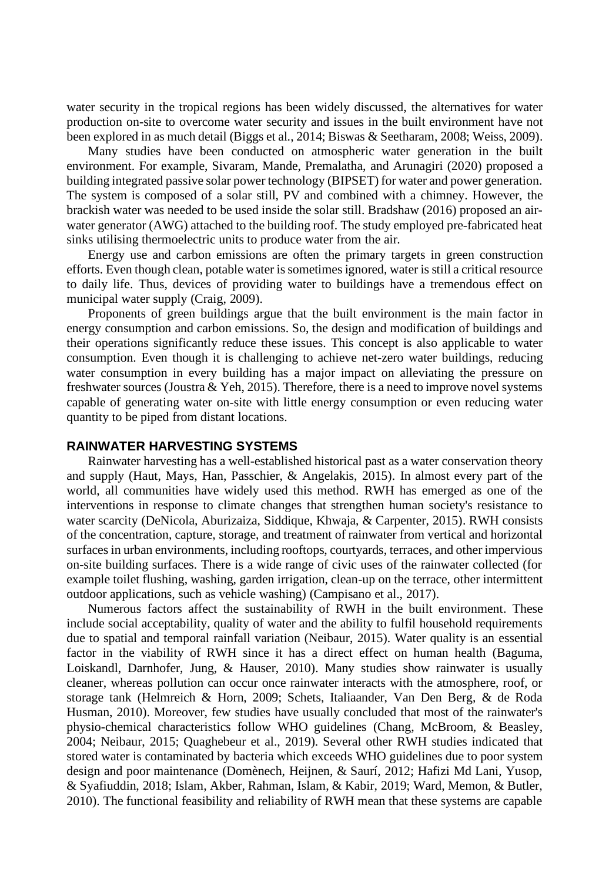water security in the tropical regions has been widely discussed, the alternatives for water production on-site to overcome water security and issues in the built environment have not been explored in as much detail (Biggs et al., 2014; Biswas & Seetharam, 2008; Weiss, 2009).

Many studies have been conducted on atmospheric water generation in the built environment. For example, Sivaram, Mande, Premalatha, and Arunagiri (2020) proposed a building integrated passive solar power technology (BIPSET) for water and power generation. The system is composed of a solar still, PV and combined with a chimney. However, the brackish water was needed to be used inside the solar still. Bradshaw (2016) proposed an air-water generator (AWG) attached to the building roof. The study employed pre-fabricated heat sinks utilising thermoelectric units to produce water from the air.

Energy use and carbon emissions are often the primary targets in green construction efforts. Even though clean, potable water is sometimes ignored, water is still a critical resource to daily life. Thus, devices of providing water to buildings have a tremendous effect on municipal water supply (Craig, 2009).

Proponents of green buildings argue that the built environment is the main factor in energy consumption and carbon emissions. So, the design and modification of buildings and their operations significantly reduce these issues. This concept is also applicable to water consumption. Even though it is challenging to achieve net-zero water buildings, reducing water consumption in every building has a major impact on alleviating the pressure on freshwater sources (Joustra & Yeh, 2015). Therefore, there is a need to improve novel systems capable of generating water on-site with little energy consumption or even reducing water quantity to be piped from distant locations.

## RAINWATER HARVESTING SYSTEMS

Rainwater harvesting has a well-established historical past as a water conservation theory and supply (Haut, Mays, Han, Passchier, & Angelakis, 2015). In almost every part of the world, all communities have widely used this method. RWH has emerged as one of the interventions in response to climate changes that strengthen human society's resistance to water scarcity (DeNicola, Aburizaiza, Siddique, Khwaja, & Carpenter, 2015). RWH consists of the concentration, capture, storage, and treatment of rainwater from vertical and horizontal surfaces in urban environments, including rooftops, courtyards, terraces, and other impervious on-site building surfaces. There is a wide range of civic uses of the rainwater collected (for example toilet flushing, washing, garden irrigation, clean-up on the terrace, other intermittent outdoor applications, such as vehicle washing) (Campisano et al., 2017).

Numerous factors affect the sustainability of RWH in the built environment. These include social acceptability, quality of water and the ability to fulfil household requirements due to spatial and temporal rainfall variation (Neibaur, 2015). Water quality is an essential factor in the viability of RWH since it has a direct effect on human health (Baguma, Loiskandl, Darnhofer, Jung, & Hauser, 2010). Many studies show rainwater is usually cleaner, whereas pollution can occur once rainwater interacts with the atmosphere, roof, or storage tank (Helmreich & Horn, 2009; Schets, Italiaander, Van Den Berg, & de Roda Husman, 2010). Moreover, few studies have usually concluded that most of the rainwater's physio-chemical characteristics follow WHO guidelines (Chang, McBroom, & Beasley, 2004; Neibaur, 2015; Quaghebeur et al., 2019). Several other RWH studies indicated that stored water is contaminated by bacteria which exceeds WHO guidelines due to poor system design and poor maintenance (Domènech, Heijnen, & Saurí, 2012; Hafizi Md Lani, Yusop, & Syafiuddin, 2018; Islam, Akber, Rahman, Islam, & Kabir, 2019; Ward, Memon, & Butler, 2010). The functional feasibility and reliability of RWH mean that these systems are capable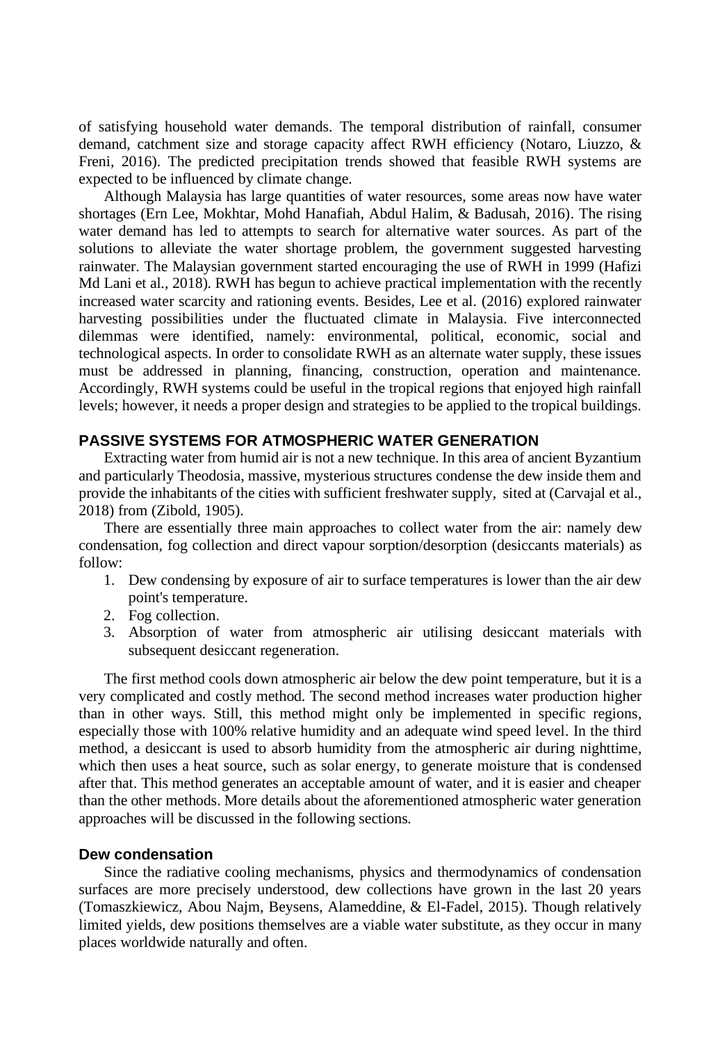of satisfying household water demands. The temporal distribution of rainfall, consumer demand, catchment size and storage capacity affect RWH efficiency (Notaro, Liuzzo, & Freni, 2016). The predicted precipitation trends showed that feasible RWH systems are expected to be influenced by climate change.

Although Malaysia has large quantities of water resources, some areas now have water shortages (Ern Lee, Mokhtar, Mohd Hanafiah, Abdul Halim, & Badusah, 2016). The rising water demand has led to attempts to search for alternative water sources. As part of the solutions to alleviate the water shortage problem, the government suggested harvesting rainwater. The Malaysian government started encouraging the use of RWH in 1999 (Hafizi Md Lani et al., 2018). RWH has begun to achieve practical implementation with the recently increased water scarcity and rationing events. Besides, Lee et al. (2016) explored rainwater harvesting possibilities under the fluctuated climate in Malaysia. Five interconnected dilemmas were identified, namely: environmental, political, economic, social and technological aspects. In order to consolidate RWH as an alternate water supply, these issues must be addressed in planning, financing, construction, operation and maintenance. Accordingly, RWH systems could be useful in the tropical regions that enjoyed high rainfall levels; however, it needs a proper design and strategies to be applied to the tropical buildings.

## PASSIVE SYSTEMS FOR ATMOSPHERIC WATER GENERATION

Extracting water from humid air is not a new technique. In this area of ancient Byzantium and particularly Theodosia, massive, mysterious structures condense the dew inside them and provide the inhabitants of the cities with sufficient freshwater supply, sited at (Carvajal et al., 2018) from (Zibold, 1905).

There are essentially three main approaches to collect water from the air: namely dew condensation, fog collection and direct vapour sorption/desorption (desiccants materials) as follow:

1. Dew condensing by exposure of air to surface temperatures is lower than the air dew point's temperature.
2. Fog collection.
3. Absorption of water from atmospheric air utilising desiccant materials with subsequent desiccant regeneration.

The first method cools down atmospheric air below the dew point temperature, but it is a very complicated and costly method. The second method increases water production higher than in other ways. Still, this method might only be implemented in specific regions, especially those with 100% relative humidity and an adequate wind speed level. In the third method, a desiccant is used to absorb humidity from the atmospheric air during nighttime, which then uses a heat source, such as solar energy, to generate moisture that is condensed after that. This method generates an acceptable amount of water, and it is easier and cheaper than the other methods. More details about the aforementioned atmospheric water generation approaches will be discussed in the following sections.

### Dew condensation

Since the radiative cooling mechanisms, physics and thermodynamics of condensation surfaces are more precisely understood, dew collections have grown in the last 20 years (Tomaszkiewicz, Abou Najm, Beysens, Alameddine, & El-Fadel, 2015). Though relatively limited yields, dew positions themselves are a viable water substitute, as they occur in many places worldwide naturally and often.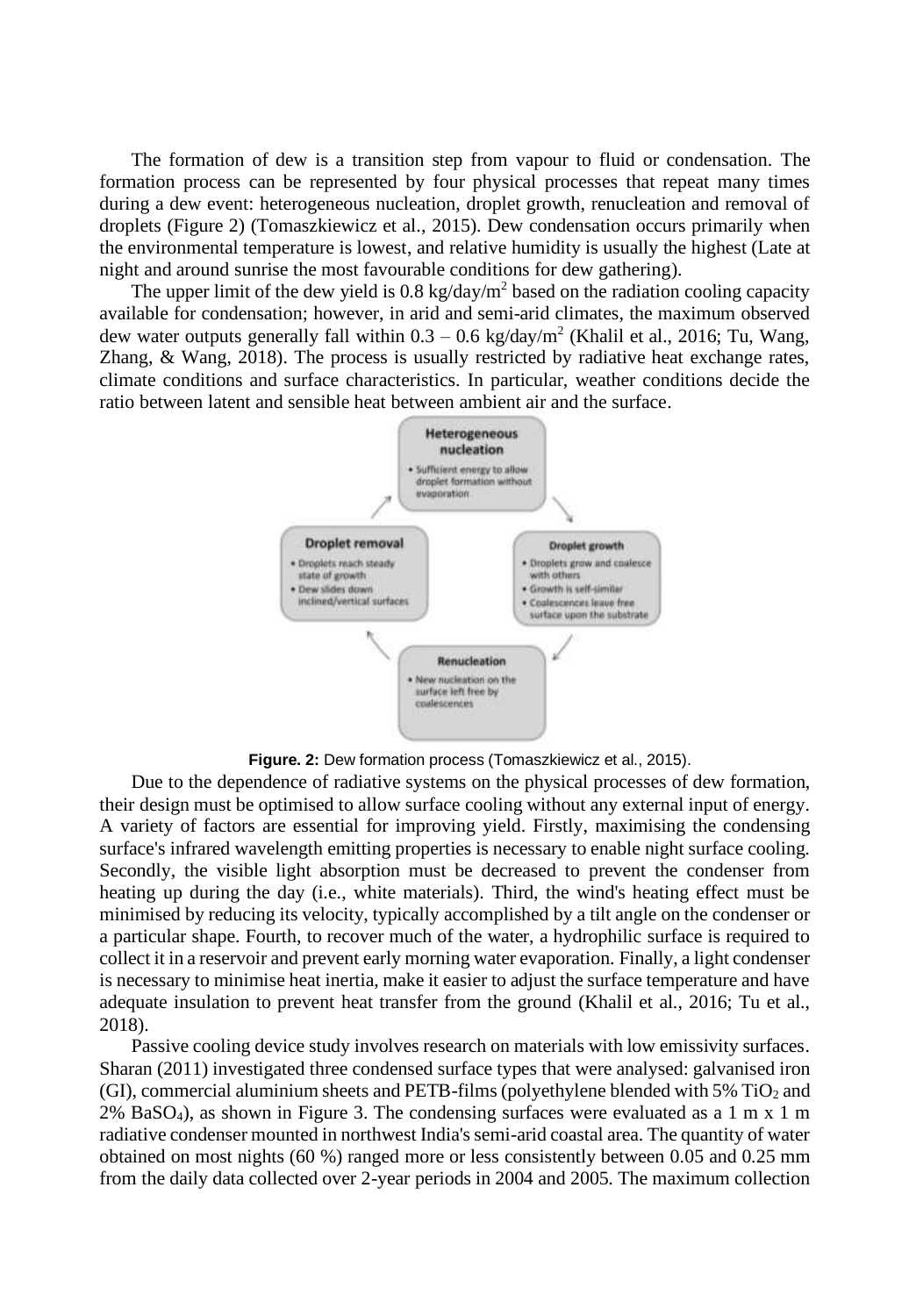The formation of dew is a transition step from vapour to fluid or condensation. The formation process can be represented by four physical processes that repeat many times during a dew event: heterogeneous nucleation, droplet growth, renucleation and removal of droplets (Figure 2) (Tomaszkiewicz et al., 2015). Dew condensation occurs primarily when the environmental temperature is lowest, and relative humidity is usually the highest (Late at night and around sunrise the most favourable conditions for dew gathering).

The upper limit of the dew yield is 0.8 kg/day/m$^2$ based on the radiation cooling capacity available for condensation; however, in arid and semi-arid climates, the maximum observed dew water outputs generally fall within 0.3 – 0.6 kg/day/m$^2$ (Khalil et al., 2016; Tu, Wang, Zhang, & Wang, 2018). The process is usually restricted by radiative heat exchange rates, climate conditions and surface characteristics. In particular, weather conditions decide the ratio between latent and sensible heat between ambient air and the surface.

**Heterogeneous nucleation**
- Sufficient energy to allow droplet formation without evaporation

**Droplet growth**
- Droplets grow and coalesce with others
- Growth is self-similar
- Coalescences leave free surface upon the substrate

**Renucleation**
- New nucleation on the surface left free by coalescences

**Droplet removal**
- Droplets reach steady state of growth
- Dew slides down inclined/vertical surfaces

**Figure. 2:** Dew formation process (Tomaszkiewicz et al., 2015).

Due to the dependence of radiative systems on the physical processes of dew formation, their design must be optimised to allow surface cooling without any external input of energy. A variety of factors are essential for improving yield. Firstly, maximising the condensing surface's infrared wavelength emitting properties is necessary to enable night surface cooling. Secondly, the visible light absorption must be decreased to prevent the condenser from heating up during the day (i.e., white materials). Third, the wind's heating effect must be minimised by reducing its velocity, typically accomplished by a tilt angle on the condenser or a particular shape. Fourth, to recover much of the water, a hydrophilic surface is required to collect it in a reservoir and prevent early morning water evaporation. Finally, a light condenser is necessary to minimise heat inertia, make it easier to adjust the surface temperature and have adequate insulation to prevent heat transfer from the ground (Khalil et al., 2016; Tu et al., 2018).

Passive cooling device study involves research on materials with low emissivity surfaces. Sharan (2011) investigated three condensed surface types that were analysed: galvanised iron (GI), commercial aluminium sheets and PETB-films (polyethylene blended with 5% $TiO_2$ and 2% $BaSO_4$), as shown in Figure 3. The condensing surfaces were evaluated as a 1 m x 1 m radiative condenser mounted in northwest India's semi-arid coastal area. The quantity of water obtained on most nights (60 %) ranged more or less consistently between 0.05 and 0.25 mm from the daily data collected over 2-year periods in 2004 and 2005. The maximum collection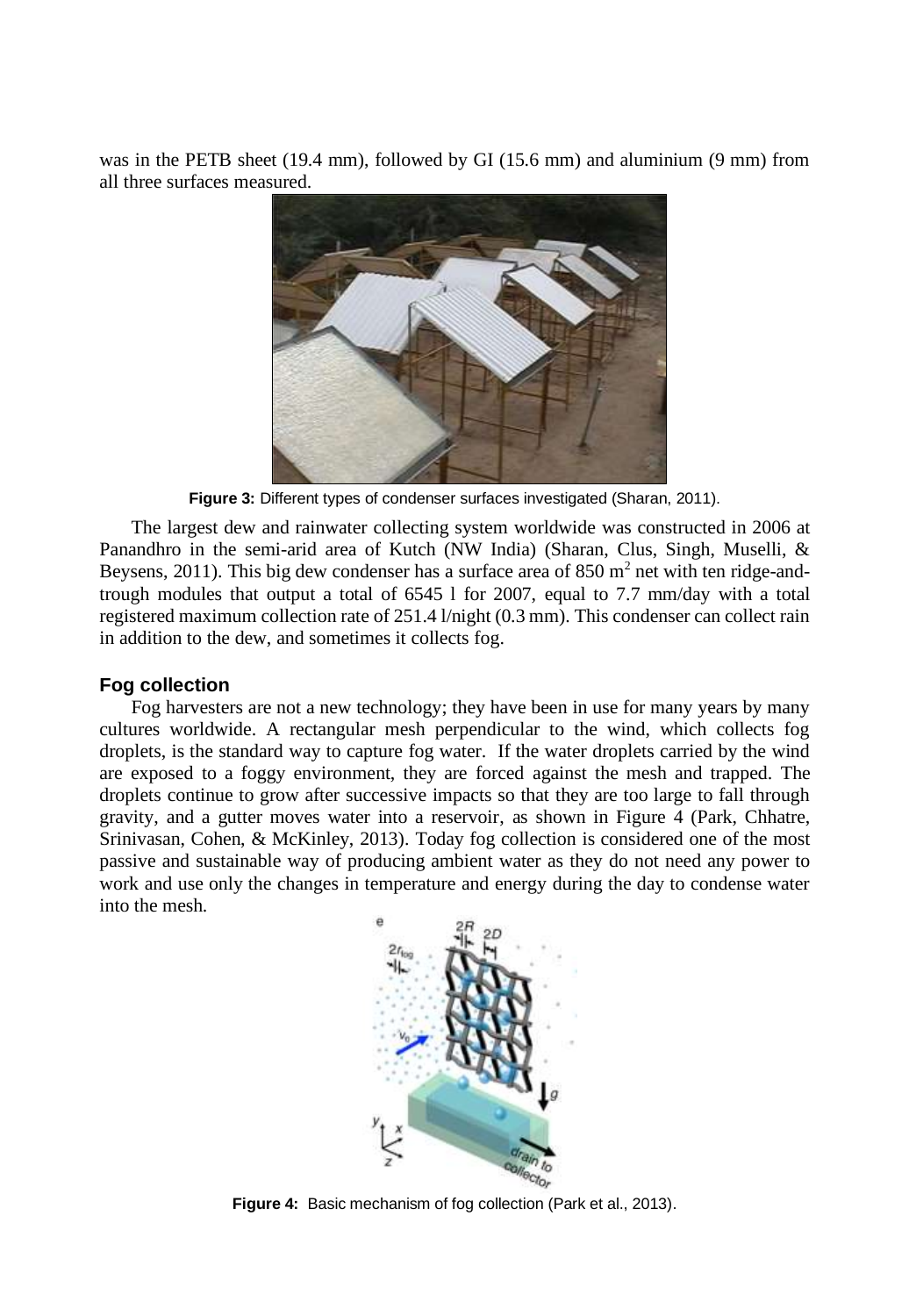was in the PETB sheet (19.4 mm), followed by GI (15.6 mm) and aluminium (9 mm) from all three surfaces measured.

**Figure 3:** Different types of condenser surfaces investigated (Sharan, 2011).

The largest dew and rainwater collecting system worldwide was constructed in 2006 at Panandhro in the semi-arid area of Kutch (NW India) (Sharan, Clus, Singh, Muselli, & Beysens, 2011). This big dew condenser has a surface area of 850 $m^2$ net with ten ridge-and-trough modules that output a total of 6545 l for 2007, equal to 7.7 mm/day with a total registered maximum collection rate of 251.4 l/night (0.3 mm). This condenser can collect rain in addition to the dew, and sometimes it collects fog.

## Fog collection

Fog harvesters are not a new technology; they have been in use for many years by many cultures worldwide. A rectangular mesh perpendicular to the wind, which collects fog droplets, is the standard way to capture fog water. If the water droplets carried by the wind are exposed to a foggy environment, they are forced against the mesh and trapped. The droplets continue to grow after successive impacts so that they are too large to fall through gravity, and a gutter moves water into a reservoir, as shown in Figure 4 (Park, Chhatre, Srinivasan, Cohen, & McKinley, 2013). Today fog collection is considered one of the most passive and sustainable way of producing ambient water as they do not need any power to work and use only the changes in temperature and energy during the day to condense water into the mesh.

**Figure 4:** Basic mechanism of fog collection (Park et al., 2013).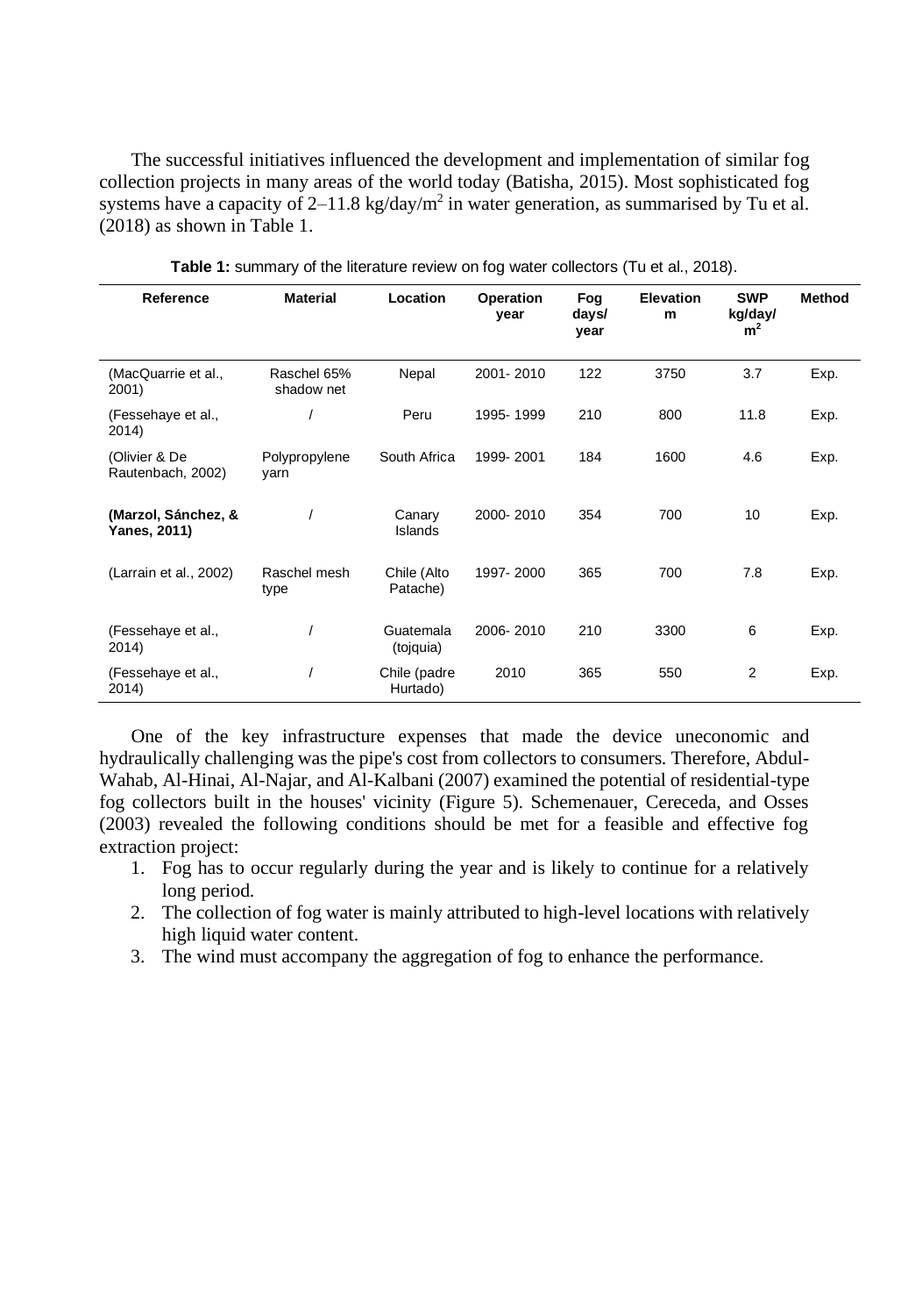The successful initiatives influenced the development and implementation of similar fog collection projects in many areas of the world today (Batisha, 2015). Most sophisticated fog systems have a capacity of 2–11.8 kg/day/$m^2$ in water generation, as summarised by Tu et al. (2018) as shown in Table 1.

**Table 1:** summary of the literature review on fog water collectors (Tu et al., 2018).

| Reference | Material | Location | Operation year | Fog days/ year | Elevation m | SWP kg/day/ $m^2$ | Method |
|---|---|---|---|---|---|---|---|
| (MacQuarrie et al., 2001) | Raschel 65% shadow net | Nepal | 2001- 2010 | 122 | 3750 | 3.7 | Exp. |
| (Fessehaye et al., 2014) | / | Peru | 1995- 1999 | 210 | 800 | 11.8 | Exp. |
| (Olivier & De Rautenbach, 2002) | Polypropylene yarn | South Africa | 1999- 2001 | 184 | 1600 | 4.6 | Exp. |
| **(Marzol, Sánchez, & Yanes, 2011)** | / | Canary Islands | 2000- 2010 | 354 | 700 | 10 | Exp. |
| (Larrain et al., 2002) | Raschel mesh type | Chile (Alto Patache) | 1997- 2000 | 365 | 700 | 7.8 | Exp. |
| (Fessehaye et al., 2014) | / | Guatemala (tojquia) | 2006- 2010 | 210 | 3300 | 6 | Exp. |
| (Fessehaye et al., 2014) | / | Chile (padre Hurtado) | 2010 | 365 | 550 | 2 | Exp. |

One of the key infrastructure expenses that made the device uneconomic and hydraulically challenging was the pipe's cost from collectors to consumers. Therefore, Abdul-Wahab, Al-Hinai, Al-Najar, and Al-Kalbani (2007) examined the potential of residential-type fog collectors built in the houses' vicinity (Figure 5). Schemenauer, Cereceda, and Osses (2003) revealed the following conditions should be met for a feasible and effective fog extraction project:

1. Fog has to occur regularly during the year and is likely to continue for a relatively long period.
2. The collection of fog water is mainly attributed to high-level locations with relatively high liquid water content.
3. The wind must accompany the aggregation of fog to enhance the performance.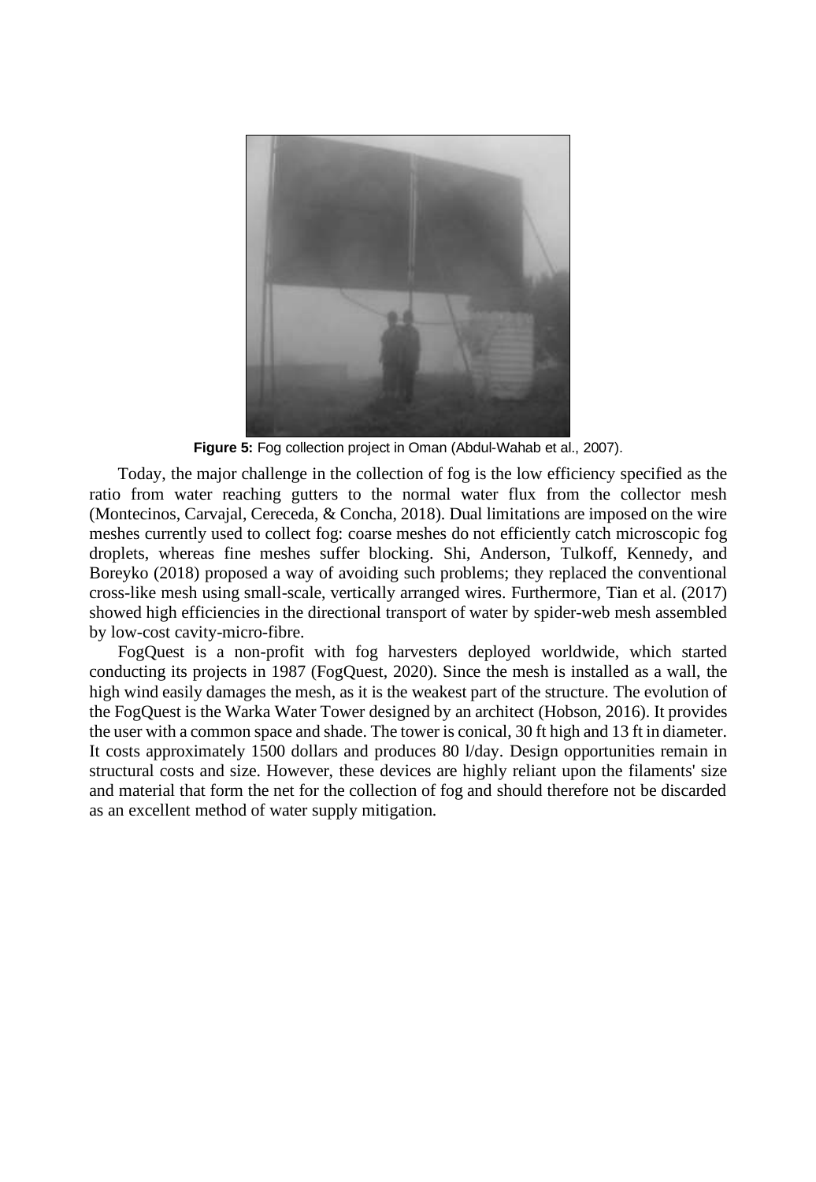**Figure 5:** Fog collection project in Oman (Abdul-Wahab et al., 2007).

Today, the major challenge in the collection of fog is the low efficiency specified as the ratio from water reaching gutters to the normal water flux from the collector mesh (Montecinos, Carvajal, Cereceda, & Concha, 2018). Dual limitations are imposed on the wire meshes currently used to collect fog: coarse meshes do not efficiently catch microscopic fog droplets, whereas fine meshes suffer blocking. Shi, Anderson, Tulkoff, Kennedy, and Boreyko (2018) proposed a way of avoiding such problems; they replaced the conventional cross-like mesh using small-scale, vertically arranged wires. Furthermore, Tian et al. (2017) showed high efficiencies in the directional transport of water by spider-web mesh assembled by low-cost cavity-micro-fibre.

FogQuest is a non-profit with fog harvesters deployed worldwide, which started conducting its projects in 1987 (FogQuest, 2020). Since the mesh is installed as a wall, the high wind easily damages the mesh, as it is the weakest part of the structure. The evolution of the FogQuest is the Warka Water Tower designed by an architect (Hobson, 2016). It provides the user with a common space and shade. The tower is conical, 30 ft high and 13 ft in diameter. It costs approximately 1500 dollars and produces 80 l/day. Design opportunities remain in structural costs and size. However, these devices are highly reliant upon the filaments' size and material that form the net for the collection of fog and should therefore not be discarded as an excellent method of water supply mitigation.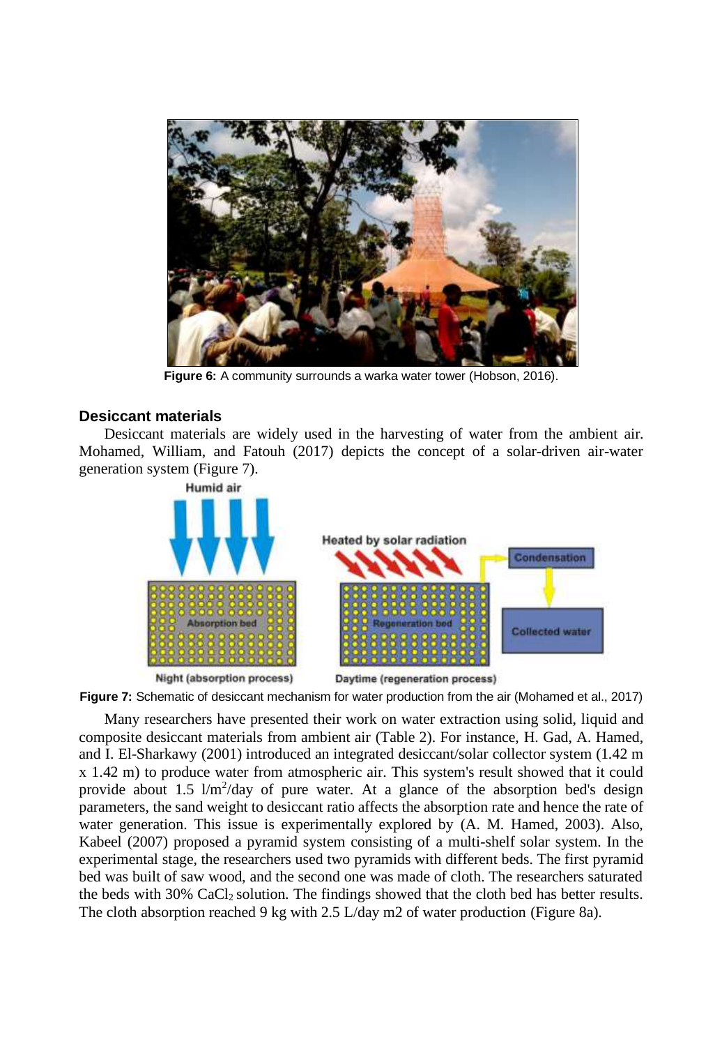**Figure 6:** A community surrounds a warka water tower (Hobson, 2016).

### Desiccant materials

Desiccant materials are widely used in the harvesting of water from the ambient air. Mohamed, William, and Fatouh (2017) depicts the concept of a solar-driven air-water generation system (Figure 7).

**Figure 7:** Schematic of desiccant mechanism for water production from the air (Mohamed et al., 2017)

Many researchers have presented their work on water extraction using solid, liquid and composite desiccant materials from ambient air (Table 2). For instance, H. Gad, A. Hamed, and I. El-Sharkawy (2001) introduced an integrated desiccant/solar collector system (1.42 m x 1.42 m) to produce water from atmospheric air. This system's result showed that it could provide about 1.5 $l/m^2$/day of pure water. At a glance of the absorption bed's design parameters, the sand weight to desiccant ratio affects the absorption rate and hence the rate of water generation. This issue is experimentally explored by (A. M. Hamed, 2003). Also, Kabeel (2007) proposed a pyramid system consisting of a multi-shelf solar system. In the experimental stage, the researchers used two pyramids with different beds. The first pyramid bed was built of saw wood, and the second one was made of cloth. The researchers saturated the beds with 30% $CaCl_2$ solution. The findings showed that the cloth bed has better results. The cloth absorption reached 9 kg with 2.5 L/day m2 of water production (Figure 8a).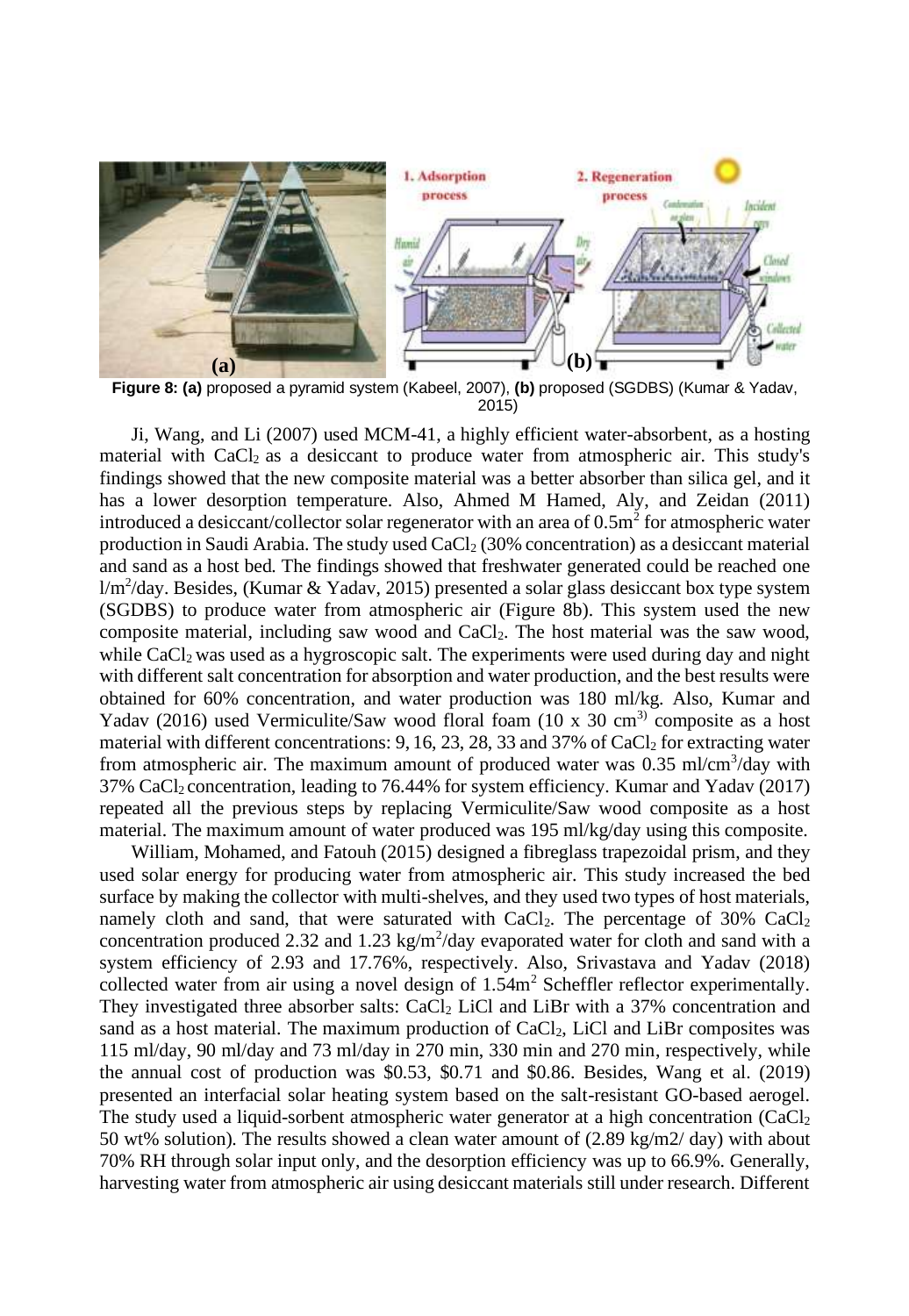**Figure 8: (a)** proposed a pyramid system (Kabeel, 2007), **(b)** proposed (SGDBS) (Kumar & Yadav, 2015)

Ji, Wang, and Li (2007) used MCM-41, a highly efficient water-absorbent, as a hosting material with $CaCl_2$ as a desiccant to produce water from atmospheric air. This study's findings showed that the new composite material was a better absorber than silica gel, and it has a lower desorption temperature. Also, Ahmed M Hamed, Aly, and Zeidan (2011) introduced a desiccant/collector solar regenerator with an area of $0.5m^2$ for atmospheric water production in Saudi Arabia. The study used $CaCl_2$ (30% concentration) as a desiccant material and sand as a host bed. The findings showed that freshwater generated could be reached one $l/m^2$/day. Besides, (Kumar & Yadav, 2015) presented a solar glass desiccant box type system (SGDBS) to produce water from atmospheric air (Figure 8b). This system used the new composite material, including saw wood and $CaCl_2$. The host material was the saw wood, while $CaCl_2$ was used as a hygroscopic salt. The experiments were used during day and night with different salt concentration for absorption and water production, and the best results were obtained for 60% concentration, and water production was 180 ml/kg. Also, Kumar and Yadav (2016) used Vermiculite/Saw wood floral foam (10 x 30 $cm^{3)}$ composite as a host material with different concentrations: 9, 16, 23, 28, 33 and 37% of $CaCl_2$ for extracting water from atmospheric air. The maximum amount of produced water was 0.35 $ml/cm^3$/day with 37% $CaCl_2$ concentration, leading to 76.44% for system efficiency. Kumar and Yadav (2017) repeated all the previous steps by replacing Vermiculite/Saw wood composite as a host material. The maximum amount of water produced was 195 ml/kg/day using this composite.

William, Mohamed, and Fatouh (2015) designed a fibreglass trapezoidal prism, and they used solar energy for producing water from atmospheric air. This study increased the bed surface by making the collector with multi-shelves, and they used two types of host materials, namely cloth and sand, that were saturated with $CaCl_2$. The percentage of 30% $CaCl_2$ concentration produced 2.32 and 1.23 $kg/m^2$/day evaporated water for cloth and sand with a system efficiency of 2.93 and 17.76%, respectively. Also, Srivastava and Yadav (2018) collected water from air using a novel design of $1.54m^2$ Scheffler reflector experimentally. They investigated three absorber salts: $CaCl_2$ LiCl and LiBr with a 37% concentration and sand as a host material. The maximum production of $CaCl_2$, LiCl and LiBr composites was 115 ml/day, 90 ml/day and 73 ml/day in 270 min, 330 min and 270 min, respectively, while the annual cost of production was \$0.53, \$0.71 and \$0.86. Besides, Wang et al. (2019) presented an interfacial solar heating system based on the salt-resistant GO-based aerogel. The study used a liquid-sorbent atmospheric water generator at a high concentration ($CaCl_2$ 50 wt% solution). The results showed a clean water amount of (2.89 kg/m2/ day) with about 70% RH through solar input only, and the desorption efficiency was up to 66.9%. Generally, harvesting water from atmospheric air using desiccant materials still under research. Different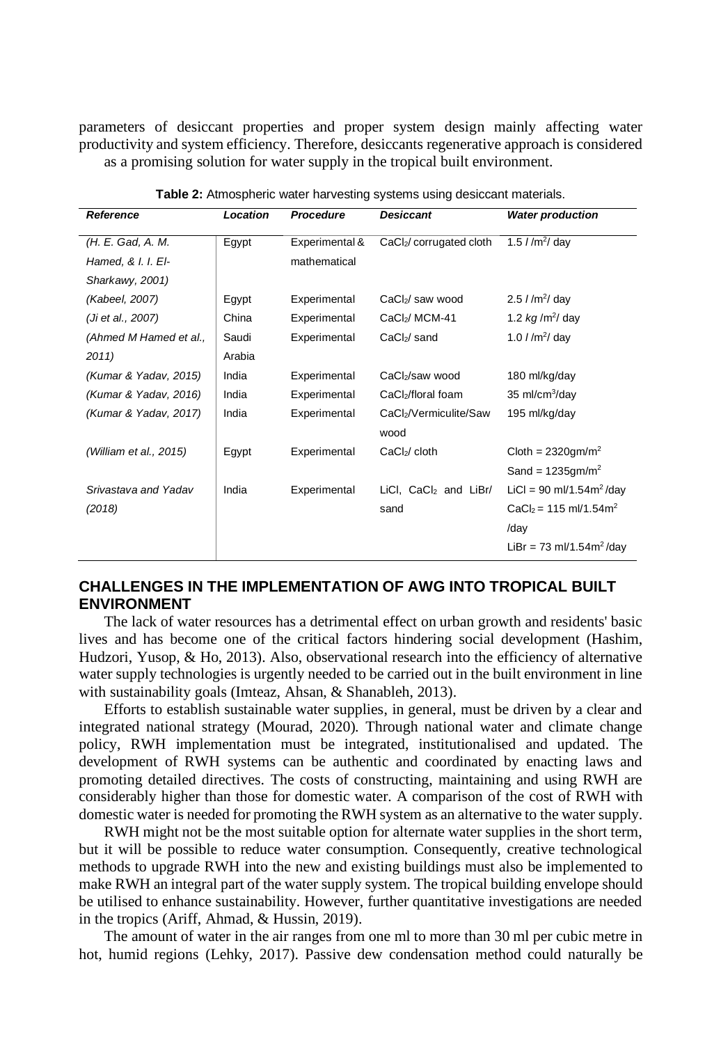parameters of desiccant properties and proper system design mainly affecting water productivity and system efficiency. Therefore, desiccants regenerative approach is considered as a promising solution for water supply in the tropical built environment.

**Table 2:** Atmospheric water harvesting systems using desiccant materials.

| *Reference* | *Location* | *Procedure* | *Desiccant* | *Water production* |
|---|---|---|---|---|
| *(H. E. Gad, A. M. Hamed, & I. I. El-Sharkawy, 2001)* | Egypt | Experimental & mathematical | $CaCl_2$/ corrugated cloth | 1.5 l /$m^2$/ day |
| *(Kabeel, 2007)* | Egypt | Experimental | $CaCl_2$/ saw wood | 2.5 l /$m^2$/ day |
| *(Ji et al., 2007)* | China | Experimental | $CaCl_2$/ MCM-41 | 1.2 *kg* /$m^2$/ day |
| *(Ahmed M Hamed et al., 2011)* | Saudi Arabia | Experimental | $CaCl_2$/ sand | 1.0 l /$m^2$/ day |
| *(Kumar & Yadav, 2015)* | India | Experimental | $CaCl_2$/saw wood | 180 ml/kg/day |
| *(Kumar & Yadav, 2016)* | India | Experimental | $CaCl_2$/floral foam | 35 ml/$cm^3$/day |
| *(Kumar & Yadav, 2017)* | India | Experimental | $CaCl_2$/Vermiculite/Saw wood | 195 ml/kg/day |
| *(William et al., 2015)* | Egypt | Experimental | $CaCl_2$/ cloth | Cloth = 2320gm/$m^2$ Sand = 1235gm/$m^2$ |
| *Srivastava and Yadav (2018)* | India | Experimental | LiCl, $CaCl_2$ and LiBr/ sand | LiCl = 90 ml/1.54$m^2$ /day $CaCl_2$ = 115 ml/1.54$m^2$ /day LiBr = 73 ml/1.54$m^2$ /day |

## CHALLENGES IN THE IMPLEMENTATION OF AWG INTO TROPICAL BUILT ENVIRONMENT

The lack of water resources has a detrimental effect on urban growth and residents' basic lives and has become one of the critical factors hindering social development (Hashim, Hudzori, Yusop, & Ho, 2013). Also, observational research into the efficiency of alternative water supply technologies is urgently needed to be carried out in the built environment in line with sustainability goals (Imteaz, Ahsan, & Shanableh, 2013).

Efforts to establish sustainable water supplies, in general, must be driven by a clear and integrated national strategy (Mourad, 2020). Through national water and climate change policy, RWH implementation must be integrated, institutionalised and updated. The development of RWH systems can be authentic and coordinated by enacting laws and promoting detailed directives. The costs of constructing, maintaining and using RWH are considerably higher than those for domestic water. A comparison of the cost of RWH with domestic water is needed for promoting the RWH system as an alternative to the water supply.

RWH might not be the most suitable option for alternate water supplies in the short term, but it will be possible to reduce water consumption. Consequently, creative technological methods to upgrade RWH into the new and existing buildings must also be implemented to make RWH an integral part of the water supply system. The tropical building envelope should be utilised to enhance sustainability. However, further quantitative investigations are needed in the tropics (Ariff, Ahmad, & Hussin, 2019).

The amount of water in the air ranges from one ml to more than 30 ml per cubic metre in hot, humid regions (Lehky, 2017). Passive dew condensation method could naturally be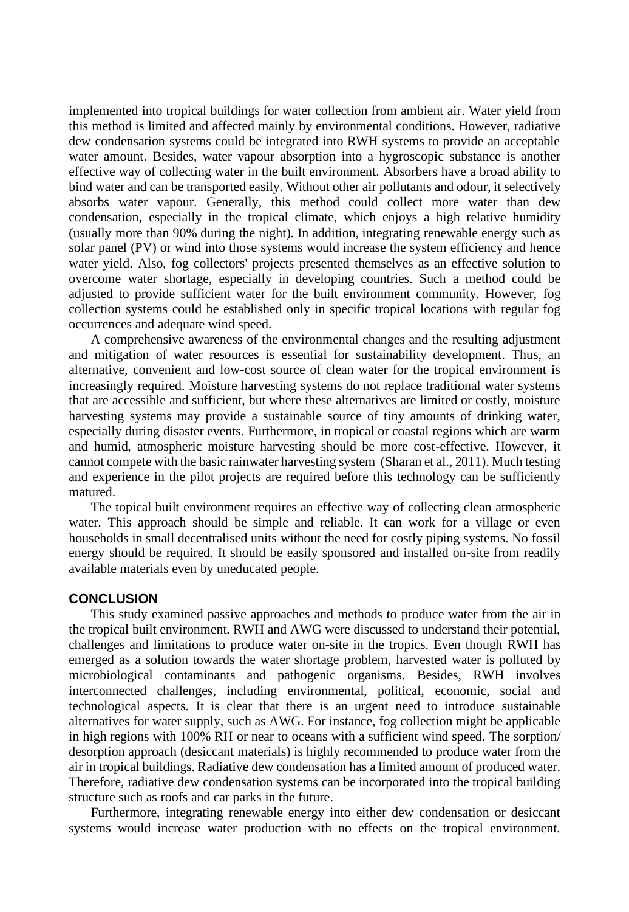implemented into tropical buildings for water collection from ambient air. Water yield from this method is limited and affected mainly by environmental conditions. However, radiative dew condensation systems could be integrated into RWH systems to provide an acceptable water amount. Besides, water vapour absorption into a hygroscopic substance is another effective way of collecting water in the built environment. Absorbers have a broad ability to bind water and can be transported easily. Without other air pollutants and odour, it selectively absorbs water vapour. Generally, this method could collect more water than dew condensation, especially in the tropical climate, which enjoys a high relative humidity (usually more than 90% during the night). In addition, integrating renewable energy such as solar panel (PV) or wind into those systems would increase the system efficiency and hence water yield. Also, fog collectors' projects presented themselves as an effective solution to overcome water shortage, especially in developing countries. Such a method could be adjusted to provide sufficient water for the built environment community. However, fog collection systems could be established only in specific tropical locations with regular fog occurrences and adequate wind speed.

A comprehensive awareness of the environmental changes and the resulting adjustment and mitigation of water resources is essential for sustainability development. Thus, an alternative, convenient and low-cost source of clean water for the tropical environment is increasingly required. Moisture harvesting systems do not replace traditional water systems that are accessible and sufficient, but where these alternatives are limited or costly, moisture harvesting systems may provide a sustainable source of tiny amounts of drinking water, especially during disaster events. Furthermore, in tropical or coastal regions which are warm and humid, atmospheric moisture harvesting should be more cost-effective. However, it cannot compete with the basic rainwater harvesting system (Sharan et al., 2011). Much testing and experience in the pilot projects are required before this technology can be sufficiently matured.

The topical built environment requires an effective way of collecting clean atmospheric water. This approach should be simple and reliable. It can work for a village or even households in small decentralised units without the need for costly piping systems. No fossil energy should be required. It should be easily sponsored and installed on-site from readily available materials even by uneducated people.

## CONCLUSION

This study examined passive approaches and methods to produce water from the air in the tropical built environment. RWH and AWG were discussed to understand their potential, challenges and limitations to produce water on-site in the tropics. Even though RWH has emerged as a solution towards the water shortage problem, harvested water is polluted by microbiological contaminants and pathogenic organisms. Besides, RWH involves interconnected challenges, including environmental, political, economic, social and technological aspects. It is clear that there is an urgent need to introduce sustainable alternatives for water supply, such as AWG. For instance, fog collection might be applicable in high regions with 100% RH or near to oceans with a sufficient wind speed. The sorption/ desorption approach (desiccant materials) is highly recommended to produce water from the air in tropical buildings. Radiative dew condensation has a limited amount of produced water. Therefore, radiative dew condensation systems can be incorporated into the tropical building structure such as roofs and car parks in the future.

Furthermore, integrating renewable energy into either dew condensation or desiccant systems would increase water production with no effects on the tropical environment.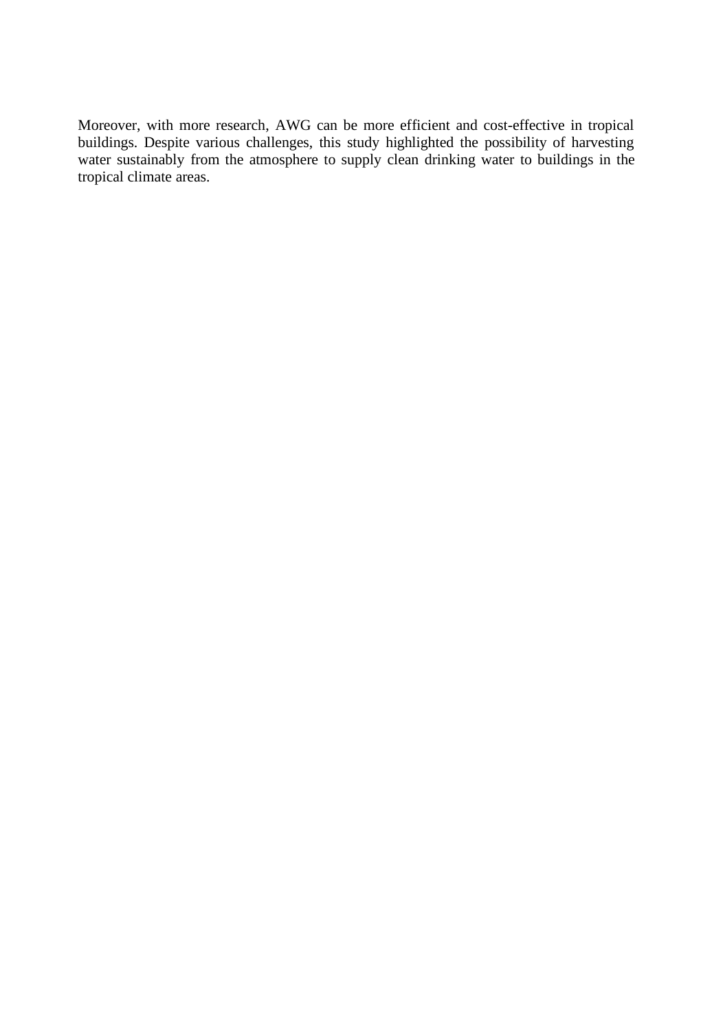Moreover, with more research, AWG can be more efficient and cost-effective in tropical buildings. Despite various challenges, this study highlighted the possibility of harvesting water sustainably from the atmosphere to supply clean drinking water to buildings in the tropical climate areas.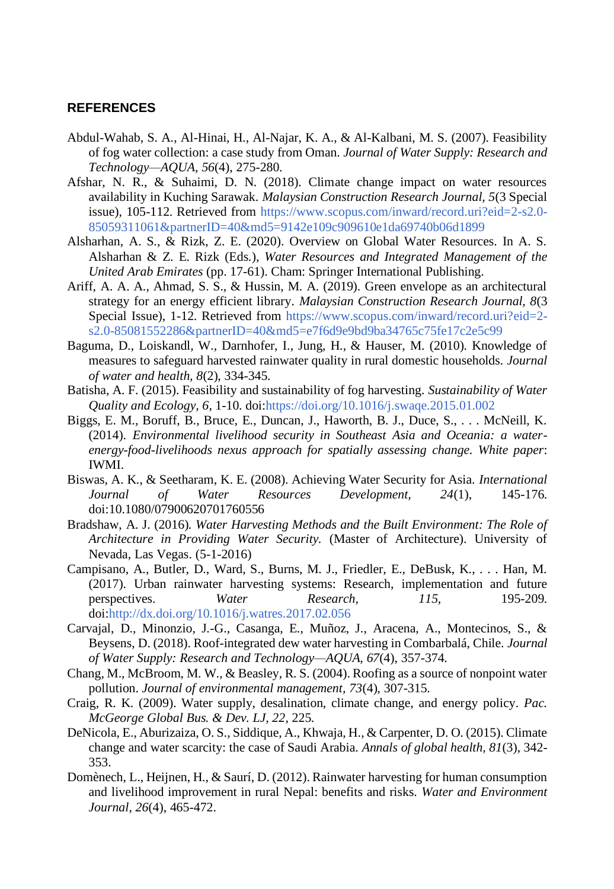## REFERENCES

Abdul-Wahab, S. A., Al-Hinai, H., Al-Najar, K. A., & Al-Kalbani, M. S. (2007). Feasibility of fog water collection: a case study from Oman. *Journal of Water Supply: Research and Technology—AQUA, 56*(4), 275-280.

Afshar, N. R., & Suhaimi, D. N. (2018). Climate change impact on water resources availability in Kuching Sarawak. *Malaysian Construction Research Journal, 5*(3 Special issue), 105-112. Retrieved from https://www.scopus.com/inward/record.uri?eid=2-s2.0-85059311061&partnerID=40&md5=9142e109c909610e1da69740b06d1899

Alsharhan, A. S., & Rizk, Z. E. (2020). Overview on Global Water Resources. In A. S. Alsharhan & Z. E. Rizk (Eds.), *Water Resources and Integrated Management of the United Arab Emirates* (pp. 17-61). Cham: Springer International Publishing.

Ariff, A. A. A., Ahmad, S. S., & Hussin, M. A. (2019). Green envelope as an architectural strategy for an energy efficient library. *Malaysian Construction Research Journal, 8*(3 Special Issue), 1-12. Retrieved from https://www.scopus.com/inward/record.uri?eid=2-s2.0-85081552286&partnerID=40&md5=e7f6d9e9bd9ba34765c75fe17c2e5c99

Baguma, D., Loiskandl, W., Darnhofer, I., Jung, H., & Hauser, M. (2010). Knowledge of measures to safeguard harvested rainwater quality in rural domestic households. *Journal of water and health, 8*(2), 334-345.

Batisha, A. F. (2015). Feasibility and sustainability of fog harvesting. *Sustainability of Water Quality and Ecology, 6*, 1-10. doi:https://doi.org/10.1016/j.swaqe.2015.01.002

Biggs, E. M., Boruff, B., Bruce, E., Duncan, J., Haworth, B. J., Duce, S., . . . McNeill, K. (2014). *Environmental livelihood security in Southeast Asia and Oceania: a water-energy-food-livelihoods nexus approach for spatially assessing change. White paper*: IWMI.

Biswas, A. K., & Seetharam, K. E. (2008). Achieving Water Security for Asia. *International Journal of Water Resources Development, 24*(1), 145-176. doi:10.1080/07900620701760556

Bradshaw, A. J. (2016). *Water Harvesting Methods and the Built Environment: The Role of Architecture in Providing Water Security.* (Master of Architecture). University of Nevada, Las Vegas. (5-1-2016)

Campisano, A., Butler, D., Ward, S., Burns, M. J., Friedler, E., DeBusk, K., . . . Han, M. (2017). Urban rainwater harvesting systems: Research, implementation and future perspectives. *Water Research, 115*, 195-209. doi:http://dx.doi.org/10.1016/j.watres.2017.02.056

Carvajal, D., Minonzio, J.-G., Casanga, E., Muñoz, J., Aracena, A., Montecinos, S., & Beysens, D. (2018). Roof-integrated dew water harvesting in Combarbalá, Chile. *Journal of Water Supply: Research and Technology—AQUA, 67*(4), 357-374.

Chang, M., McBroom, M. W., & Beasley, R. S. (2004). Roofing as a source of nonpoint water pollution. *Journal of environmental management, 73*(4), 307-315.

Craig, R. K. (2009). Water supply, desalination, climate change, and energy policy. *Pac. McGeorge Global Bus. & Dev. LJ, 22*, 225.

DeNicola, E., Aburizaiza, O. S., Siddique, A., Khwaja, H., & Carpenter, D. O. (2015). Climate change and water scarcity: the case of Saudi Arabia. *Annals of global health, 81*(3), 342-353.

Domènech, L., Heijnen, H., & Saurí, D. (2012). Rainwater harvesting for human consumption and livelihood improvement in rural Nepal: benefits and risks. *Water and Environment Journal, 26*(4), 465-472.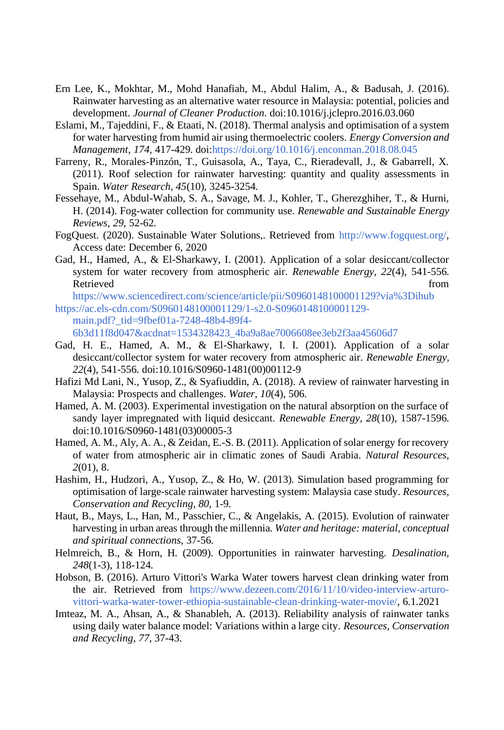Ern Lee, K., Mokhtar, M., Mohd Hanafiah, M., Abdul Halim, A., & Badusah, J. (2016). Rainwater harvesting as an alternative water resource in Malaysia: potential, policies and development. *Journal of Cleaner Production*. doi:10.1016/j.jclepro.2016.03.060

Eslami, M., Tajeddini, F., & Etaati, N. (2018). Thermal analysis and optimisation of a system for water harvesting from humid air using thermoelectric coolers. *Energy Conversion and Management, 174*, 417-429. doi:https://doi.org/10.1016/j.enconman.2018.08.045

Farreny, R., Morales-Pinzón, T., Guisasola, A., Taya, C., Rieradevall, J., & Gabarrell, X. (2011). Roof selection for rainwater harvesting: quantity and quality assessments in Spain. *Water Research, 45*(10), 3245-3254.

Fessehaye, M., Abdul-Wahab, S. A., Savage, M. J., Kohler, T., Gherezghiher, T., & Hurni, H. (2014). Fog-water collection for community use. *Renewable and Sustainable Energy Reviews, 29*, 52-62.

FogQuest. (2020). Sustainable Water Solutions,. Retrieved from http://www.fogquest.org/, Access date: December 6, 2020

Gad, H., Hamed, A., & El-Sharkawy, I. (2001). Application of a solar desiccant/collector system for water recovery from atmospheric air. *Renewable Energy, 22*(4), 541-556. Retrieved from https://www.sciencedirect.com/science/article/pii/S0960148100001129?via%3Dihub https://ac.els-cdn.com/S0960148100001129/1-s2.0-S0960148100001129-main.pdf?_tid=9fbef01a-7248-48b4-89f4-6b3d11f8d047&acdnat=1534328423_4ba9a8ae7006608ee3eb2f3aa45606d7

Gad, H. E., Hamed, A. M., & El-Sharkawy, I. I. (2001). Application of a solar desiccant/collector system for water recovery from atmospheric air. *Renewable Energy, 22*(4), 541-556. doi:10.1016/S0960-1481(00)00112-9

Hafizi Md Lani, N., Yusop, Z., & Syafiuddin, A. (2018). A review of rainwater harvesting in Malaysia: Prospects and challenges. *Water, 10*(4), 506.

Hamed, A. M. (2003). Experimental investigation on the natural absorption on the surface of sandy layer impregnated with liquid desiccant. *Renewable Energy, 28*(10), 1587-1596. doi:10.1016/S0960-1481(03)00005-3

Hamed, A. M., Aly, A. A., & Zeidan, E.-S. B. (2011). Application of solar energy for recovery of water from atmospheric air in climatic zones of Saudi Arabia. *Natural Resources, 2*(01), 8.

Hashim, H., Hudzori, A., Yusop, Z., & Ho, W. (2013). Simulation based programming for optimisation of large-scale rainwater harvesting system: Malaysia case study. *Resources, Conservation and Recycling, 80*, 1-9.

Haut, B., Mays, L., Han, M., Passchier, C., & Angelakis, A. (2015). Evolution of rainwater harvesting in urban areas through the millennia. *Water and heritage: material, conceptual and spiritual connections*, 37-56.

Helmreich, B., & Horn, H. (2009). Opportunities in rainwater harvesting. *Desalination, 248*(1-3), 118-124.

Hobson, B. (2016). Arturo Vittori's Warka Water towers harvest clean drinking water from the air. Retrieved from https://www.dezeen.com/2016/11/10/video-interview-arturo-vittori-warka-water-tower-ethiopia-sustainable-clean-drinking-water-movie/, 6.1.2021

Imteaz, M. A., Ahsan, A., & Shanableh, A. (2013). Reliability analysis of rainwater tanks using daily water balance model: Variations within a large city. *Resources, Conservation and Recycling, 77*, 37-43.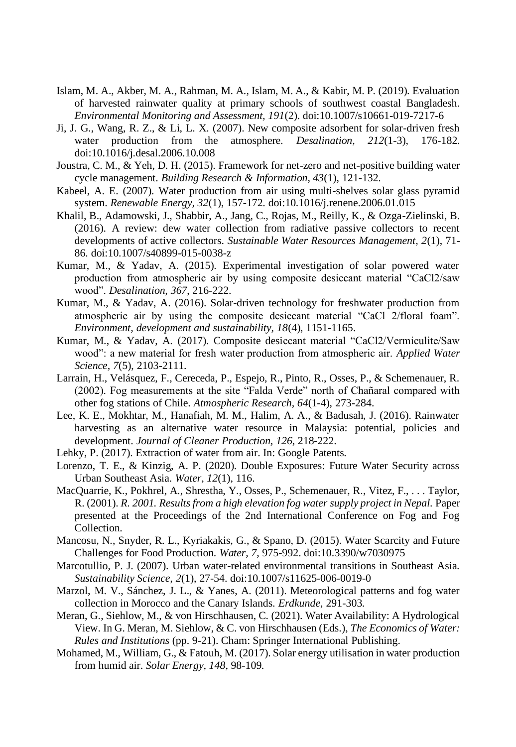Islam, M. A., Akber, M. A., Rahman, M. A., Islam, M. A., & Kabir, M. P. (2019). Evaluation of harvested rainwater quality at primary schools of southwest coastal Bangladesh. *Environmental Monitoring and Assessment, 191*(2). doi:10.1007/s10661-019-7217-6

Ji, J. G., Wang, R. Z., & Li, L. X. (2007). New composite adsorbent for solar-driven fresh water production from the atmosphere. *Desalination, 212*(1-3), 176-182. doi:10.1016/j.desal.2006.10.008

Joustra, C. M., & Yeh, D. H. (2015). Framework for net-zero and net-positive building water cycle management. *Building Research & Information, 43*(1), 121-132.

Kabeel, A. E. (2007). Water production from air using multi-shelves solar glass pyramid system. *Renewable Energy, 32*(1), 157-172. doi:10.1016/j.renene.2006.01.015

Khalil, B., Adamowski, J., Shabbir, A., Jang, C., Rojas, M., Reilly, K., & Ozga-Zielinski, B. (2016). A review: dew water collection from radiative passive collectors to recent developments of active collectors. *Sustainable Water Resources Management, 2*(1), 71-86. doi:10.1007/s40899-015-0038-z

Kumar, M., & Yadav, A. (2015). Experimental investigation of solar powered water production from atmospheric air by using composite desiccant material "CaCl2/saw wood". *Desalination, 367*, 216-222.

Kumar, M., & Yadav, A. (2016). Solar-driven technology for freshwater production from atmospheric air by using the composite desiccant material "CaCl 2/floral foam". *Environment, development and sustainability, 18*(4), 1151-1165.

Kumar, M., & Yadav, A. (2017). Composite desiccant material "CaCl2/Vermiculite/Saw wood": a new material for fresh water production from atmospheric air. *Applied Water Science, 7*(5), 2103-2111.

Larrain, H., Velásquez, F., Cereceda, P., Espejo, R., Pinto, R., Osses, P., & Schemenauer, R. (2002). Fog measurements at the site "Falda Verde" north of Chañaral compared with other fog stations of Chile. *Atmospheric Research, 64*(1-4), 273-284.

Lee, K. E., Mokhtar, M., Hanafiah, M. M., Halim, A. A., & Badusah, J. (2016). Rainwater harvesting as an alternative water resource in Malaysia: potential, policies and development. *Journal of Cleaner Production, 126*, 218-222.

Lehky, P. (2017). Extraction of water from air. In: Google Patents.

Lorenzo, T. E., & Kinzig, A. P. (2020). Double Exposures: Future Water Security across Urban Southeast Asia. *Water, 12*(1), 116.

MacQuarrie, K., Pokhrel, A., Shrestha, Y., Osses, P., Schemenauer, R., Vitez, F., . . . Taylor, R. (2001). *R. 2001. Results from a high elevation fog water supply project in Nepal.* Paper presented at the Proceedings of the 2nd International Conference on Fog and Fog Collection.

Mancosu, N., Snyder, R. L., Kyriakakis, G., & Spano, D. (2015). Water Scarcity and Future Challenges for Food Production. *Water, 7*, 975-992. doi:10.3390/w7030975

Marcotullio, P. J. (2007). Urban water-related environmental transitions in Southeast Asia. *Sustainability Science, 2*(1), 27-54. doi:10.1007/s11625-006-0019-0

Marzol, M. V., Sánchez, J. L., & Yanes, A. (2011). Meteorological patterns and fog water collection in Morocco and the Canary Islands. *Erdkunde*, 291-303.

Meran, G., Siehlow, M., & von Hirschhausen, C. (2021). Water Availability: A Hydrological View. In G. Meran, M. Siehlow, & C. von Hirschhausen (Eds.), *The Economics of Water: Rules and Institutions* (pp. 9-21). Cham: Springer International Publishing.

Mohamed, M., William, G., & Fatouh, M. (2017). Solar energy utilisation in water production from humid air. *Solar Energy, 148*, 98-109.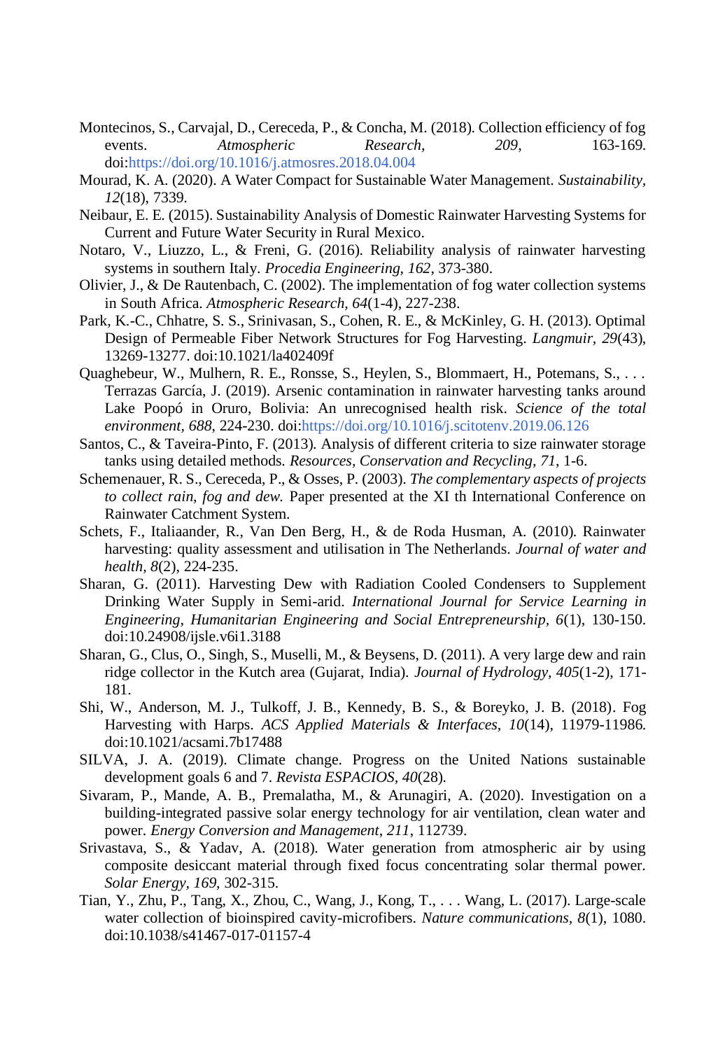Montecinos, S., Carvajal, D., Cereceda, P., & Concha, M. (2018). Collection efficiency of fog events. *Atmospheric Research, 209*, 163-169. doi:https://doi.org/10.1016/j.atmosres.2018.04.004

Mourad, K. A. (2020). A Water Compact for Sustainable Water Management. *Sustainability, 12*(18), 7339.

Neibaur, E. E. (2015). Sustainability Analysis of Domestic Rainwater Harvesting Systems for Current and Future Water Security in Rural Mexico.

Notaro, V., Liuzzo, L., & Freni, G. (2016). Reliability analysis of rainwater harvesting systems in southern Italy. *Procedia Engineering, 162*, 373-380.

Olivier, J., & De Rautenbach, C. (2002). The implementation of fog water collection systems in South Africa. *Atmospheric Research, 64*(1-4), 227-238.

Park, K.-C., Chhatre, S. S., Srinivasan, S., Cohen, R. E., & McKinley, G. H. (2013). Optimal Design of Permeable Fiber Network Structures for Fog Harvesting. *Langmuir, 29*(43), 13269-13277. doi:10.1021/la402409f

Quaghebeur, W., Mulhern, R. E., Ronsse, S., Heylen, S., Blommaert, H., Potemans, S., . . . Terrazas García, J. (2019). Arsenic contamination in rainwater harvesting tanks around Lake Poopó in Oruro, Bolivia: An unrecognised health risk. *Science of the total environment, 688*, 224-230. doi:https://doi.org/10.1016/j.scitotenv.2019.06.126

Santos, C., & Taveira-Pinto, F. (2013). Analysis of different criteria to size rainwater storage tanks using detailed methods. *Resources, Conservation and Recycling, 71*, 1-6.

Schemenauer, R. S., Cereceda, P., & Osses, P. (2003). *The complementary aspects of projects to collect rain, fog and dew.* Paper presented at the XI th International Conference on Rainwater Catchment System.

Schets, F., Italiaander, R., Van Den Berg, H., & de Roda Husman, A. (2010). Rainwater harvesting: quality assessment and utilisation in The Netherlands. *Journal of water and health, 8*(2), 224-235.

Sharan, G. (2011). Harvesting Dew with Radiation Cooled Condensers to Supplement Drinking Water Supply in Semi-arid. *International Journal for Service Learning in Engineering, Humanitarian Engineering and Social Entrepreneurship, 6*(1), 130-150. doi:10.24908/ijsle.v6i1.3188

Sharan, G., Clus, O., Singh, S., Muselli, M., & Beysens, D. (2011). A very large dew and rain ridge collector in the Kutch area (Gujarat, India). *Journal of Hydrology, 405*(1-2), 171-181.

Shi, W., Anderson, M. J., Tulkoff, J. B., Kennedy, B. S., & Boreyko, J. B. (2018). Fog Harvesting with Harps. *ACS Applied Materials & Interfaces, 10*(14), 11979-11986. doi:10.1021/acsami.7b17488

SILVA, J. A. (2019). Climate change. Progress on the United Nations sustainable development goals 6 and 7. *Revista ESPACIOS, 40*(28).

Sivaram, P., Mande, A. B., Premalatha, M., & Arunagiri, A. (2020). Investigation on a building-integrated passive solar energy technology for air ventilation, clean water and power. *Energy Conversion and Management, 211*, 112739.

Srivastava, S., & Yadav, A. (2018). Water generation from atmospheric air by using composite desiccant material through fixed focus concentrating solar thermal power. *Solar Energy, 169*, 302-315.

Tian, Y., Zhu, P., Tang, X., Zhou, C., Wang, J., Kong, T., . . . Wang, L. (2017). Large-scale water collection of bioinspired cavity-microfibers. *Nature communications, 8*(1), 1080. doi:10.1038/s41467-017-01157-4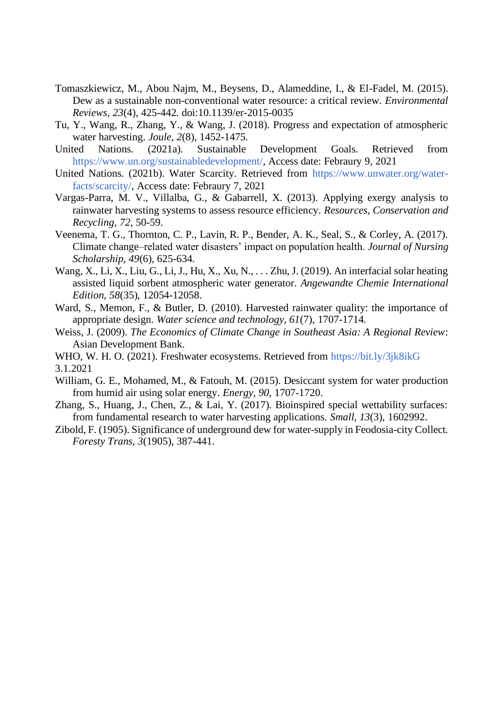Tomaszkiewicz, M., Abou Najm, M., Beysens, D., Alameddine, I., & El-Fadel, M. (2015). Dew as a sustainable non-conventional water resource: a critical review. *Environmental Reviews, 23*(4), 425-442. doi:10.1139/er-2015-0035

Tu, Y., Wang, R., Zhang, Y., & Wang, J. (2018). Progress and expectation of atmospheric water harvesting. *Joule, 2*(8), 1452-1475.

United Nations. (2021a). Sustainable Development Goals. Retrieved from https://www.un.org/sustainabledevelopment/, Access date: Febraury 9, 2021

United Nations. (2021b). Water Scarcity. Retrieved from https://www.unwater.org/water-facts/scarcity/, Access date: Febraury 7, 2021

Vargas-Parra, M. V., Villalba, G., & Gabarrell, X. (2013). Applying exergy analysis to rainwater harvesting systems to assess resource efficiency. *Resources, Conservation and Recycling, 72*, 50-59.

Veenema, T. G., Thornton, C. P., Lavin, R. P., Bender, A. K., Seal, S., & Corley, A. (2017). Climate change–related water disasters' impact on population health. *Journal of Nursing Scholarship, 49*(6), 625-634.

Wang, X., Li, X., Liu, G., Li, J., Hu, X., Xu, N., . . . Zhu, J. (2019). An interfacial solar heating assisted liquid sorbent atmospheric water generator. *Angewandte Chemie International Edition, 58*(35), 12054-12058.

Ward, S., Memon, F., & Butler, D. (2010). Harvested rainwater quality: the importance of appropriate design. *Water science and technology, 61*(7), 1707-1714.

Weiss, J. (2009). *The Economics of Climate Change in Southeast Asia: A Regional Review*: Asian Development Bank.

WHO, W. H. O. (2021). Freshwater ecosystems. Retrieved from https://bit.ly/3jk8ikG 3.1.2021

William, G. E., Mohamed, M., & Fatouh, M. (2015). Desiccant system for water production from humid air using solar energy. *Energy, 90*, 1707-1720.

Zhang, S., Huang, J., Chen, Z., & Lai, Y. (2017). Bioinspired special wettability surfaces: from fundamental research to water harvesting applications. *Small, 13*(3), 1602992.

Zibold, F. (1905). Significance of underground dew for water-supply in Feodosia-city Collect. *Foresty Trans, 3*(1905), 387-441.